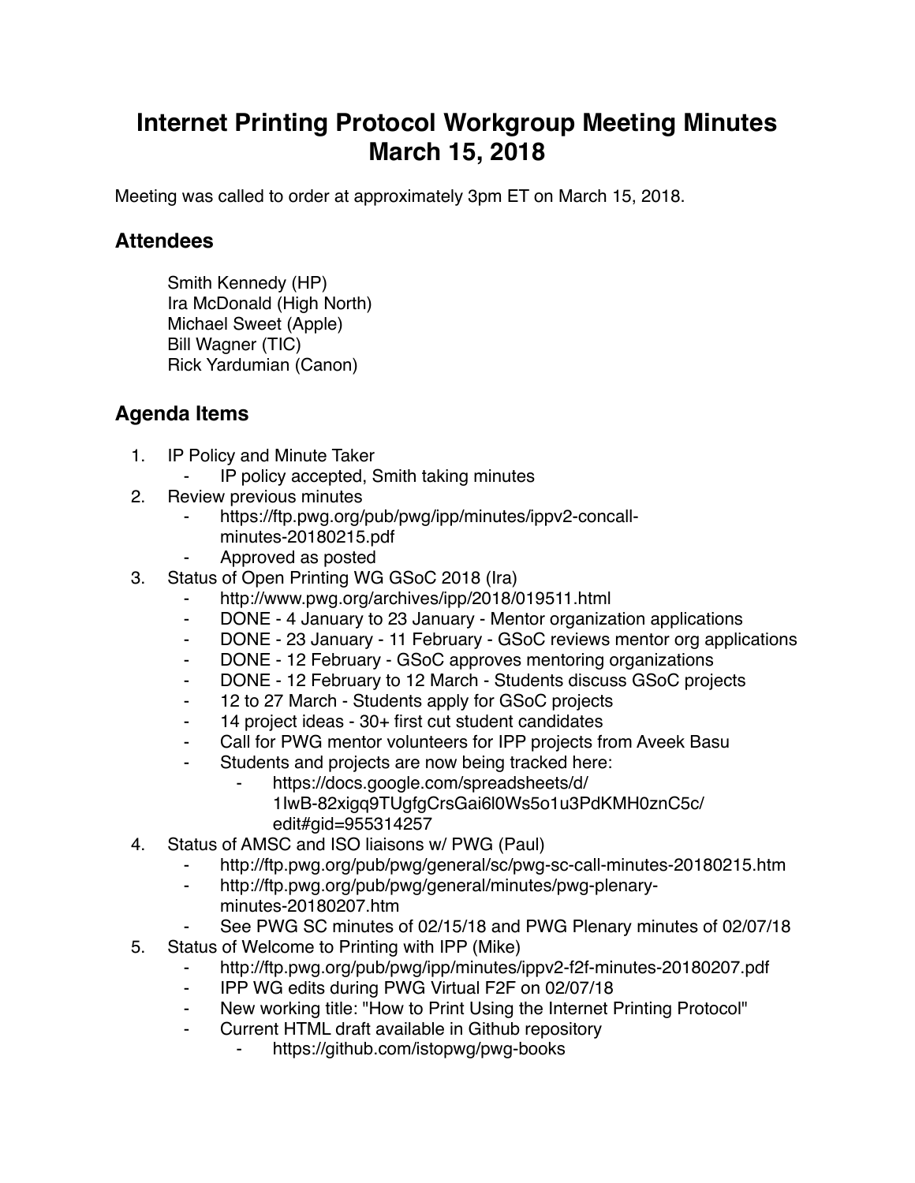# Internet Printing Protocol Workgroup Meeting Minutes
# March 15, 2018

Meeting was called to order at approximately 3pm ET on March 15, 2018.

## Attendees

Smith Kennedy (HP)
Ira McDonald (High North)
Michael Sweet (Apple)
Bill Wagner (TIC)
Rick Yardumian (Canon)

## Agenda Items

1. IP Policy and Minute Taker
    - IP policy accepted, Smith taking minutes
2. Review previous minutes
    - https://ftp.pwg.org/pub/pwg/ipp/minutes/ippv2-concall-minutes-20180215.pdf
    - Approved as posted
3. Status of Open Printing WG GSoC 2018 (Ira)
    - http://www.pwg.org/archives/ipp/2018/019511.html
    - DONE - 4 January to 23 January - Mentor organization applications
    - DONE - 23 January - 11 February - GSoC reviews mentor org applications
    - DONE - 12 February - GSoC approves mentoring organizations
    - DONE - 12 February to 12 March - Students discuss GSoC projects
    - 12 to 27 March - Students apply for GSoC projects
    - 14 project ideas - 30+ first cut student candidates
    - Call for PWG mentor volunteers for IPP projects from Aveek Basu
    - Students and projects are now being tracked here:
        - https://docs.google.com/spreadsheets/d/1lwB-82xigq9TUgfgCrsGai6l0Ws5o1u3PdKMH0znC5c/edit#gid=955314257
4. Status of AMSC and ISO liaisons w/ PWG (Paul)
    - http://ftp.pwg.org/pub/pwg/general/sc/pwg-sc-call-minutes-20180215.htm
    - http://ftp.pwg.org/pub/pwg/general/minutes/pwg-plenary-minutes-20180207.htm
    - See PWG SC minutes of 02/15/18 and PWG Plenary minutes of 02/07/18
5. Status of Welcome to Printing with IPP (Mike)
    - http://ftp.pwg.org/pub/pwg/ipp/minutes/ippv2-f2f-minutes-20180207.pdf
    - IPP WG edits during PWG Virtual F2F on 02/07/18
    - New working title: "How to Print Using the Internet Printing Protocol"
    - Current HTML draft available in Github repository
        - https://github.com/istopwg/pwg-books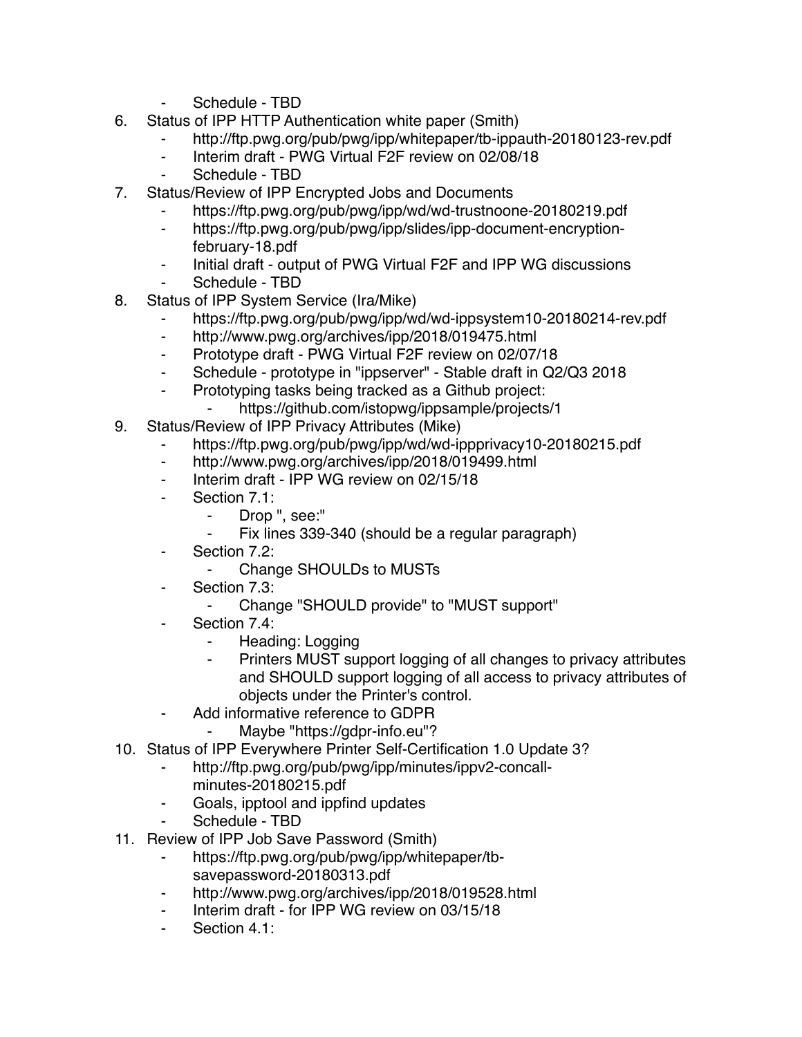- Schedule - TBD

6. Status of IPP HTTP Authentication white paper (Smith)
    - http://ftp.pwg.org/pub/pwg/ipp/whitepaper/tb-ippauth-20180123-rev.pdf
    - Interim draft - PWG Virtual F2F review on 02/08/18
    - Schedule - TBD
7. Status/Review of IPP Encrypted Jobs and Documents
    - https://ftp.pwg.org/pub/pwg/ipp/wd/wd-trustnoone-20180219.pdf
    - https://ftp.pwg.org/pub/pwg/ipp/slides/ipp-document-encryption-february-18.pdf
    - Initial draft - output of PWG Virtual F2F and IPP WG discussions
    - Schedule - TBD
8. Status of IPP System Service (Ira/Mike)
    - https://ftp.pwg.org/pub/pwg/ipp/wd/wd-ippsystem10-20180214-rev.pdf
    - http://www.pwg.org/archives/ipp/2018/019475.html
    - Prototype draft - PWG Virtual F2F review on 02/07/18
    - Schedule - prototype in "ippserver" - Stable draft in Q2/Q3 2018
    - Prototyping tasks being tracked as a Github project:
        - https://github.com/istopwg/ippsample/projects/1
9. Status/Review of IPP Privacy Attributes (Mike)
    - https://ftp.pwg.org/pub/pwg/ipp/wd/wd-ippprivacy10-20180215.pdf
    - http://www.pwg.org/archives/ipp/2018/019499.html
    - Interim draft - IPP WG review on 02/15/18
    - Section 7.1:
        - Drop ", see:"
        - Fix lines 339-340 (should be a regular paragraph)
    - Section 7.2:
        - Change SHOULDs to MUSTs
    - Section 7.3:
        - Change "SHOULD provide" to "MUST support"
    - Section 7.4:
        - Heading: Logging
        - Printers MUST support logging of all changes to privacy attributes and SHOULD support logging of all access to privacy attributes of objects under the Printer's control.
    - Add informative reference to GDPR
        - Maybe "https://gdpr-info.eu"?
10. Status of IPP Everywhere Printer Self-Certification 1.0 Update 3?
    - http://ftp.pwg.org/pub/pwg/ipp/minutes/ippv2-concall-minutes-20180215.pdf
    - Goals, ipptool and ippfind updates
    - Schedule - TBD
11. Review of IPP Job Save Password (Smith)
    - https://ftp.pwg.org/pub/pwg/ipp/whitepaper/tb-savepassword-20180313.pdf
    - http://www.pwg.org/archives/ipp/2018/019528.html
    - Interim draft - for IPP WG review on 03/15/18
    - Section 4.1: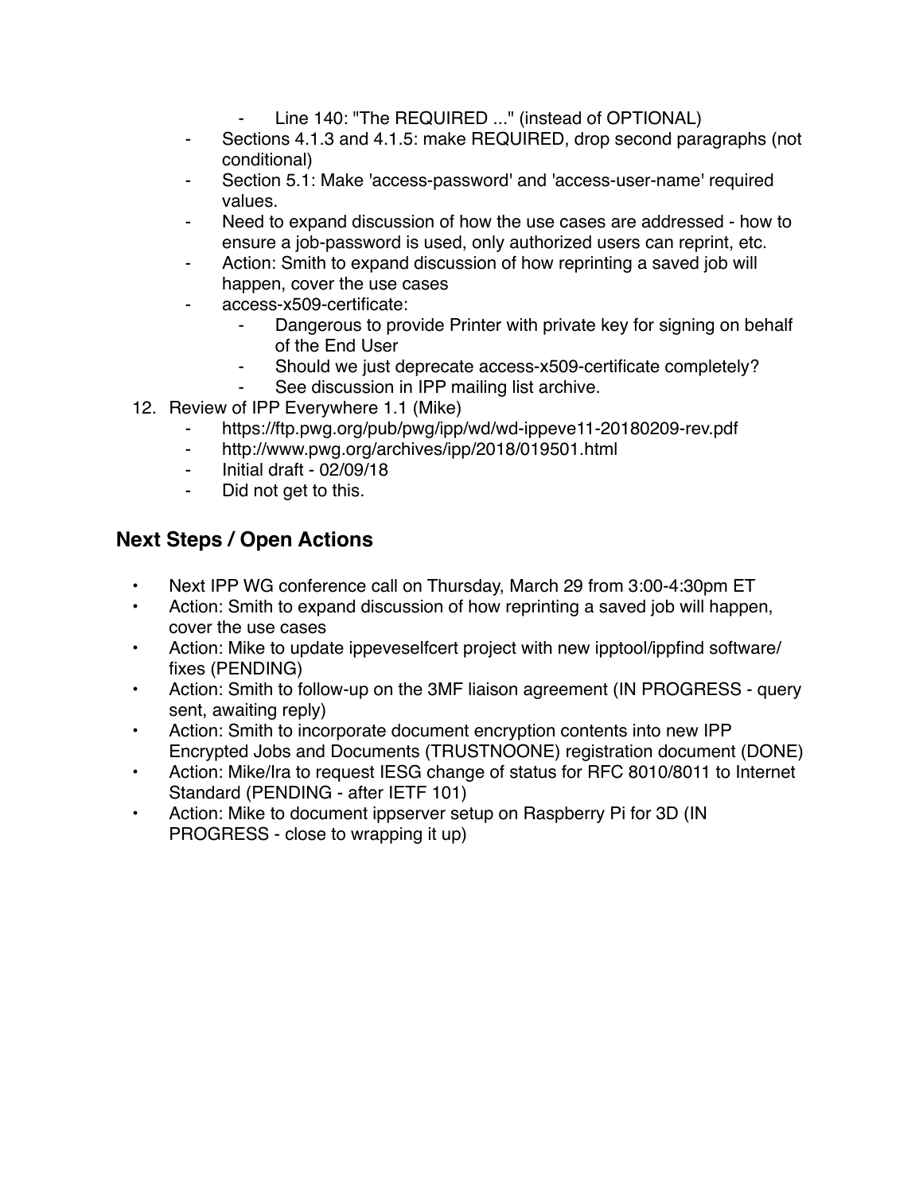- Line 140: "The REQUIRED ..." (instead of OPTIONAL)
    - Sections 4.1.3 and 4.1.5: make REQUIRED, drop second paragraphs (not conditional)
    - Section 5.1: Make 'access-password' and 'access-user-name' required values.
    - Need to expand discussion of how the use cases are addressed - how to ensure a job-password is used, only authorized users can reprint, etc.
    - Action: Smith to expand discussion of how reprinting a saved job will happen, cover the use cases
    - access-x509-certificate:
        - Dangerous to provide Printer with private key for signing on behalf of the End User
        - Should we just deprecate access-x509-certificate completely?
        - See discussion in IPP mailing list archive.

12. Review of IPP Everywhere 1.1 (Mike)
    - https://ftp.pwg.org/pub/pwg/ipp/wd/wd-ippeve11-20180209-rev.pdf
    - http://www.pwg.org/archives/ipp/2018/019501.html
    - Initial draft - 02/09/18
    - Did not get to this.

## Next Steps / Open Actions

- Next IPP WG conference call on Thursday, March 29 from 3:00-4:30pm ET
- Action: Smith to expand discussion of how reprinting a saved job will happen, cover the use cases
- Action: Mike to update ippeveselfcert project with new ipptool/ippfind software/fixes (PENDING)
- Action: Smith to follow-up on the 3MF liaison agreement (IN PROGRESS - query sent, awaiting reply)
- Action: Smith to incorporate document encryption contents into new IPP Encrypted Jobs and Documents (TRUSTNOONE) registration document (DONE)
- Action: Mike/Ira to request IESG change of status for RFC 8010/8011 to Internet Standard (PENDING - after IETF 101)
- Action: Mike to document ippserver setup on Raspberry Pi for 3D (IN PROGRESS - close to wrapping it up)